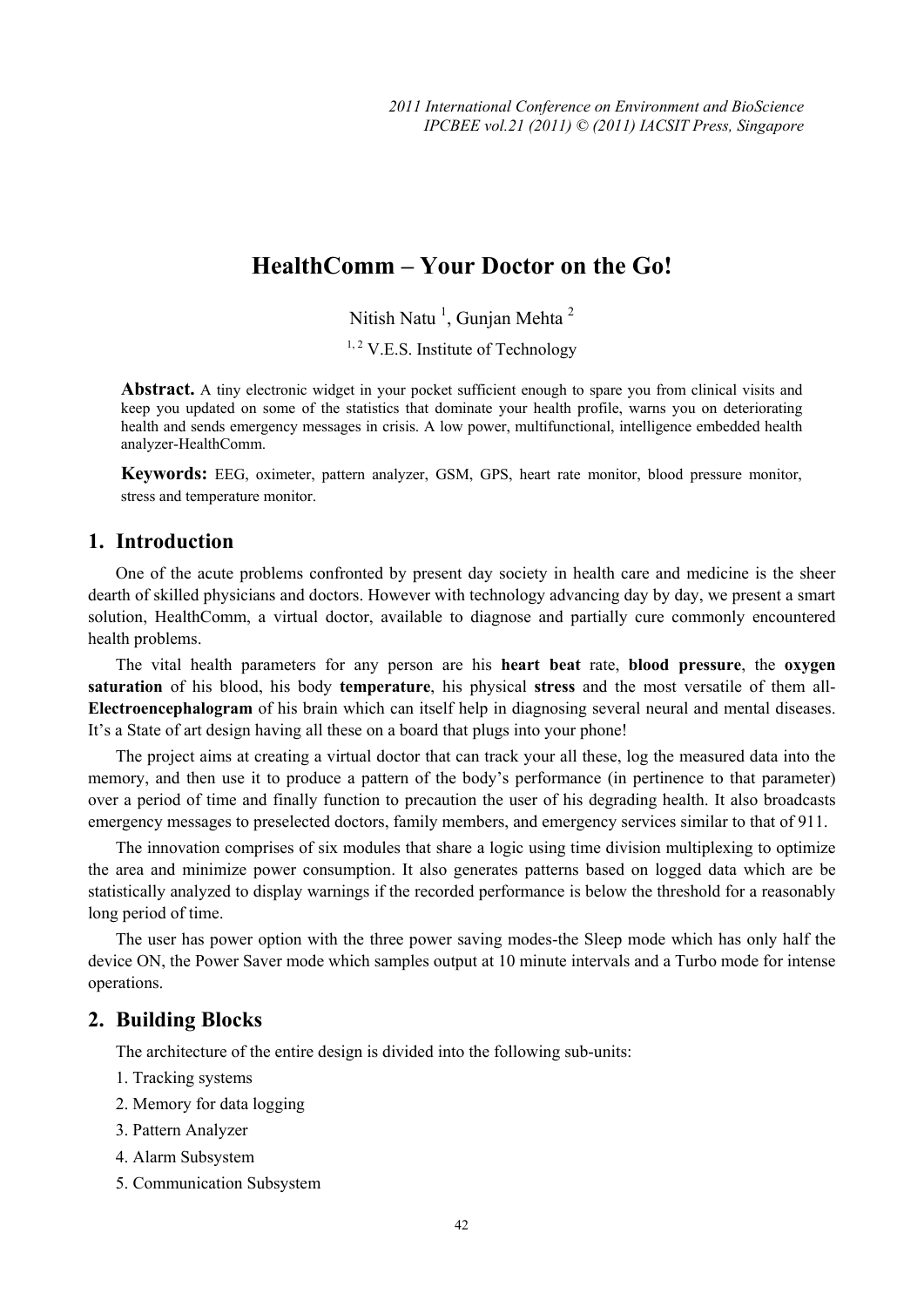# HealthComm – Your Doctor on the Go!

Nitish Natu [1], Gunjan Mehta [2]

[1, 2] V.E.S. Institute of Technology

**Abstract.** A tiny electronic widget in your pocket sufficient enough to spare you from clinical visits and keep you updated on some of the statistics that dominate your health profile, warns you on deteriorating health and sends emergency messages in crisis. A low power, multifunctional, intelligence embedded health analyzer-HealthComm.

**Keywords:** EEG, oximeter, pattern analyzer, GSM, GPS, heart rate monitor, blood pressure monitor, stress and temperature monitor.

## 1. Introduction

One of the acute problems confronted by present day society in health care and medicine is the sheer dearth of skilled physicians and doctors. However with technology advancing day by day, we present a smart solution, HealthComm, a virtual doctor, available to diagnose and partially cure commonly encountered health problems.

The vital health parameters for any person are his **heart beat** rate, **blood pressure**, the **oxygen saturation** of his blood, his body **temperature**, his physical **stress** and the most versatile of them all-**Electroencephalogram** of his brain which can itself help in diagnosing several neural and mental diseases. It's a State of art design having all these on a board that plugs into your phone!

The project aims at creating a virtual doctor that can track your all these, log the measured data into the memory, and then use it to produce a pattern of the body's performance (in pertinence to that parameter) over a period of time and finally function to precaution the user of his degrading health. It also broadcasts emergency messages to preselected doctors, family members, and emergency services similar to that of 911.

The innovation comprises of six modules that share a logic using time division multiplexing to optimize the area and minimize power consumption. It also generates patterns based on logged data which are be statistically analyzed to display warnings if the recorded performance is below the threshold for a reasonably long period of time.

The user has power option with the three power saving modes-the Sleep mode which has only half the device ON, the Power Saver mode which samples output at 10 minute intervals and a Turbo mode for intense operations.

## 2. Building Blocks

The architecture of the entire design is divided into the following sub-units:

1. Tracking systems
2. Memory for data logging
3. Pattern Analyzer
4. Alarm Subsystem
5. Communication Subsystem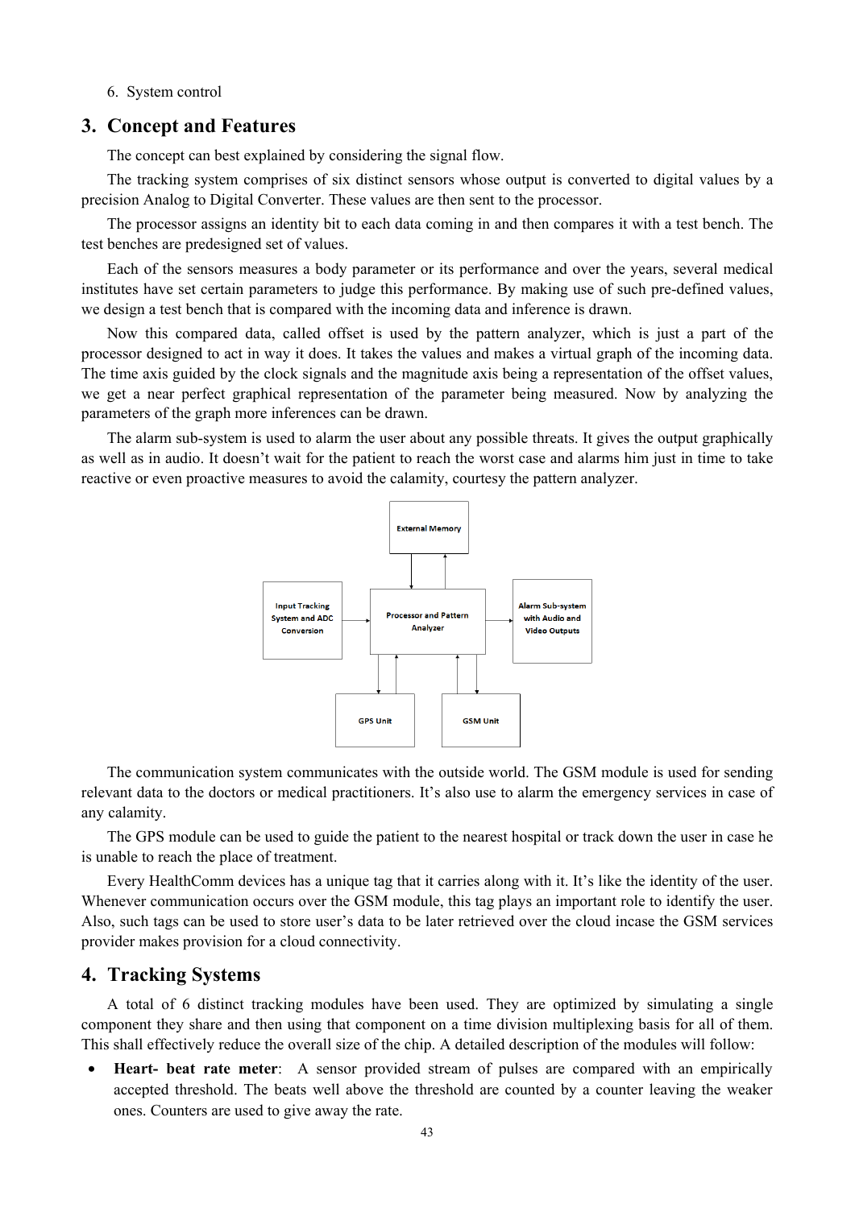6. System control

## 3. Concept and Features

The concept can best explained by considering the signal flow.

The tracking system comprises of six distinct sensors whose output is converted to digital values by a precision Analog to Digital Converter. These values are then sent to the processor.

The processor assigns an identity bit to each data coming in and then compares it with a test bench. The test benches are predesigned set of values.

Each of the sensors measures a body parameter or its performance and over the years, several medical institutes have set certain parameters to judge this performance. By making use of such pre-defined values, we design a test bench that is compared with the incoming data and inference is drawn.

Now this compared data, called offset is used by the pattern analyzer, which is just a part of the processor designed to act in way it does. It takes the values and makes a virtual graph of the incoming data. The time axis guided by the clock signals and the magnitude axis being a representation of the offset values, we get a near perfect graphical representation of the parameter being measured. Now by analyzing the parameters of the graph more inferences can be drawn.

The alarm sub-system is used to alarm the user about any possible threats. It gives the output graphically as well as in audio. It doesn't wait for the patient to reach the worst case and alarms him just in time to take reactive or even proactive measures to avoid the calamity, courtesy the pattern analyzer.

The communication system communicates with the outside world. The GSM module is used for sending relevant data to the doctors or medical practitioners. It's also use to alarm the emergency services in case of any calamity.

The GPS module can be used to guide the patient to the nearest hospital or track down the user in case he is unable to reach the place of treatment.

Every HealthComm devices has a unique tag that it carries along with it. It's like the identity of the user. Whenever communication occurs over the GSM module, this tag plays an important role to identify the user. Also, such tags can be used to store user's data to be later retrieved over the cloud incase the GSM services provider makes provision for a cloud connectivity.

## 4. Tracking Systems

A total of 6 distinct tracking modules have been used. They are optimized by simulating a single component they share and then using that component on a time division multiplexing basis for all of them. This shall effectively reduce the overall size of the chip. A detailed description of the modules will follow:

- **Heart- beat rate meter**: A sensor provided stream of pulses are compared with an empirically accepted threshold. The beats well above the threshold are counted by a counter leaving the weaker ones. Counters are used to give away the rate.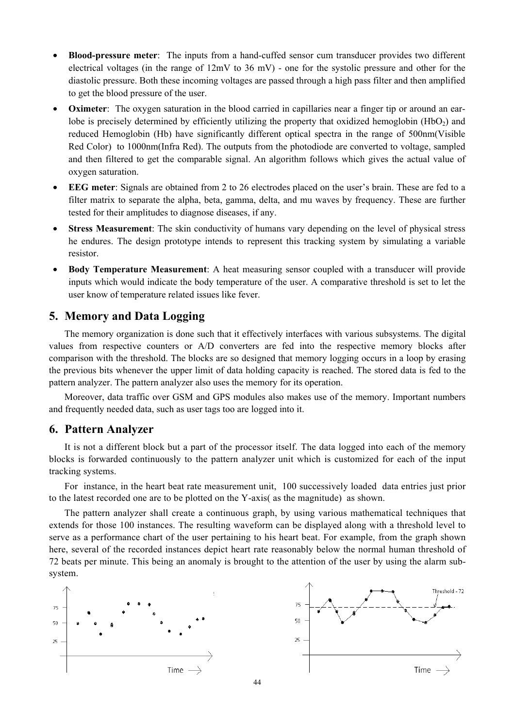- **Blood-pressure meter**: The inputs from a hand-cuffed sensor cum transducer provides two different electrical voltages (in the range of 12mV to 36 mV) - one for the systolic pressure and other for the diastolic pressure. Both these incoming voltages are passed through a high pass filter and then amplified to get the blood pressure of the user.
- **Oximeter**: The oxygen saturation in the blood carried in capillaries near a finger tip or around an ear-lobe is precisely determined by efficiently utilizing the property that oxidized hemoglobin ($HbO_2$) and reduced Hemoglobin (Hb) have significantly different optical spectra in the range of 500nm(Visible Red Color) to 1000nm(Infra Red). The outputs from the photodiode are converted to voltage, sampled and then filtered to get the comparable signal. An algorithm follows which gives the actual value of oxygen saturation.
- **EEG meter**: Signals are obtained from 2 to 26 electrodes placed on the user's brain. These are fed to a filter matrix to separate the alpha, beta, gamma, delta, and mu waves by frequency. These are further tested for their amplitudes to diagnose diseases, if any.
- **Stress Measurement**: The skin conductivity of humans vary depending on the level of physical stress he endures. The design prototype intends to represent this tracking system by simulating a variable resistor.
- **Body Temperature Measurement**: A heat measuring sensor coupled with a transducer will provide inputs which would indicate the body temperature of the user. A comparative threshold is set to let the user know of temperature related issues like fever.

## 5. Memory and Data Logging

The memory organization is done such that it effectively interfaces with various subsystems. The digital values from respective counters or A/D converters are fed into the respective memory blocks after comparison with the threshold. The blocks are so designed that memory logging occurs in a loop by erasing the previous bits whenever the upper limit of data holding capacity is reached. The stored data is fed to the pattern analyzer. The pattern analyzer also uses the memory for its operation.

Moreover, data traffic over GSM and GPS modules also makes use of the memory. Important numbers and frequently needed data, such as user tags too are logged into it.

## 6. Pattern Analyzer

It is not a different block but a part of the processor itself. The data logged into each of the memory blocks is forwarded continuously to the pattern analyzer unit which is customized for each of the input tracking systems.

For instance, in the heart beat rate measurement unit, 100 successively loaded data entries just prior to the latest recorded one are to be plotted on the Y-axis( as the magnitude) as shown.

The pattern analyzer shall create a continuous graph, by using various mathematical techniques that extends for those 100 instances. The resulting waveform can be displayed along with a threshold level to serve as a performance chart of the user pertaining to his heart beat. For example, from the graph shown here, several of the recorded instances depict heart rate reasonably below the normal human threshold of 72 beats per minute. This being an anomaly is brought to the attention of the user by using the alarm sub-system.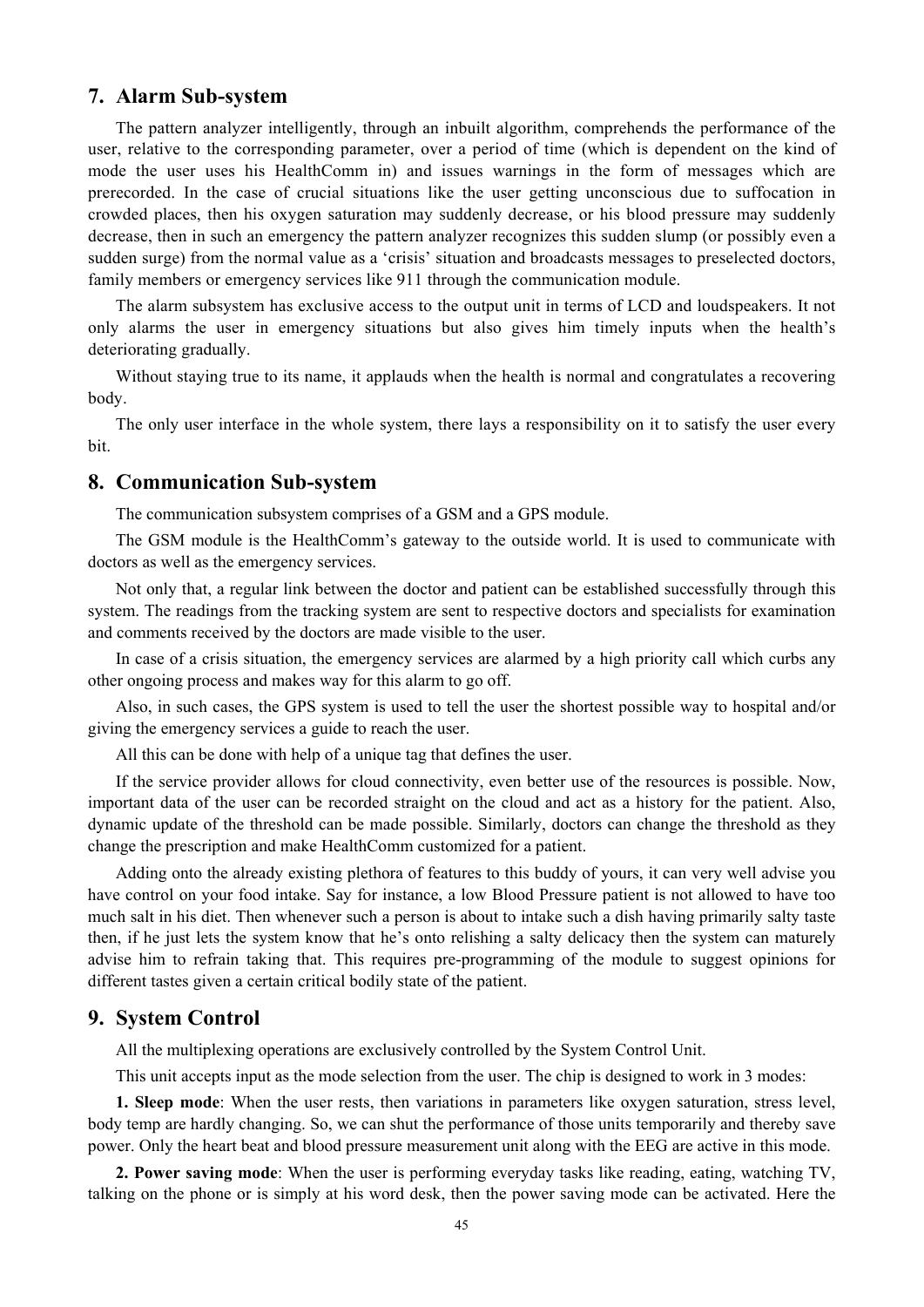## 7. Alarm Sub-system

The pattern analyzer intelligently, through an inbuilt algorithm, comprehends the performance of the user, relative to the corresponding parameter, over a period of time (which is dependent on the kind of mode the user uses his HealthComm in) and issues warnings in the form of messages which are prerecorded. In the case of crucial situations like the user getting unconscious due to suffocation in crowded places, then his oxygen saturation may suddenly decrease, or his blood pressure may suddenly decrease, then in such an emergency the pattern analyzer recognizes this sudden slump (or possibly even a sudden surge) from the normal value as a 'crisis' situation and broadcasts messages to preselected doctors, family members or emergency services like 911 through the communication module.

The alarm subsystem has exclusive access to the output unit in terms of LCD and loudspeakers. It not only alarms the user in emergency situations but also gives him timely inputs when the health's deteriorating gradually.

Without staying true to its name, it applauds when the health is normal and congratulates a recovering body.

The only user interface in the whole system, there lays a responsibility on it to satisfy the user every bit.

## 8. Communication Sub-system

The communication subsystem comprises of a GSM and a GPS module.

The GSM module is the HealthComm's gateway to the outside world. It is used to communicate with doctors as well as the emergency services.

Not only that, a regular link between the doctor and patient can be established successfully through this system. The readings from the tracking system are sent to respective doctors and specialists for examination and comments received by the doctors are made visible to the user.

In case of a crisis situation, the emergency services are alarmed by a high priority call which curbs any other ongoing process and makes way for this alarm to go off.

Also, in such cases, the GPS system is used to tell the user the shortest possible way to hospital and/or giving the emergency services a guide to reach the user.

All this can be done with help of a unique tag that defines the user.

If the service provider allows for cloud connectivity, even better use of the resources is possible. Now, important data of the user can be recorded straight on the cloud and act as a history for the patient. Also, dynamic update of the threshold can be made possible. Similarly, doctors can change the threshold as they change the prescription and make HealthComm customized for a patient.

Adding onto the already existing plethora of features to this buddy of yours, it can very well advise you have control on your food intake. Say for instance, a low Blood Pressure patient is not allowed to have too much salt in his diet. Then whenever such a person is about to intake such a dish having primarily salty taste then, if he just lets the system know that he's onto relishing a salty delicacy then the system can maturely advise him to refrain taking that. This requires pre-programming of the module to suggest opinions for different tastes given a certain critical bodily state of the patient.

## 9. System Control

All the multiplexing operations are exclusively controlled by the System Control Unit.

This unit accepts input as the mode selection from the user. The chip is designed to work in 3 modes:

**1. Sleep mode**: When the user rests, then variations in parameters like oxygen saturation, stress level, body temp are hardly changing. So, we can shut the performance of those units temporarily and thereby save power. Only the heart beat and blood pressure measurement unit along with the EEG are active in this mode.

**2. Power saving mode**: When the user is performing everyday tasks like reading, eating, watching TV, talking on the phone or is simply at his word desk, then the power saving mode can be activated. Here the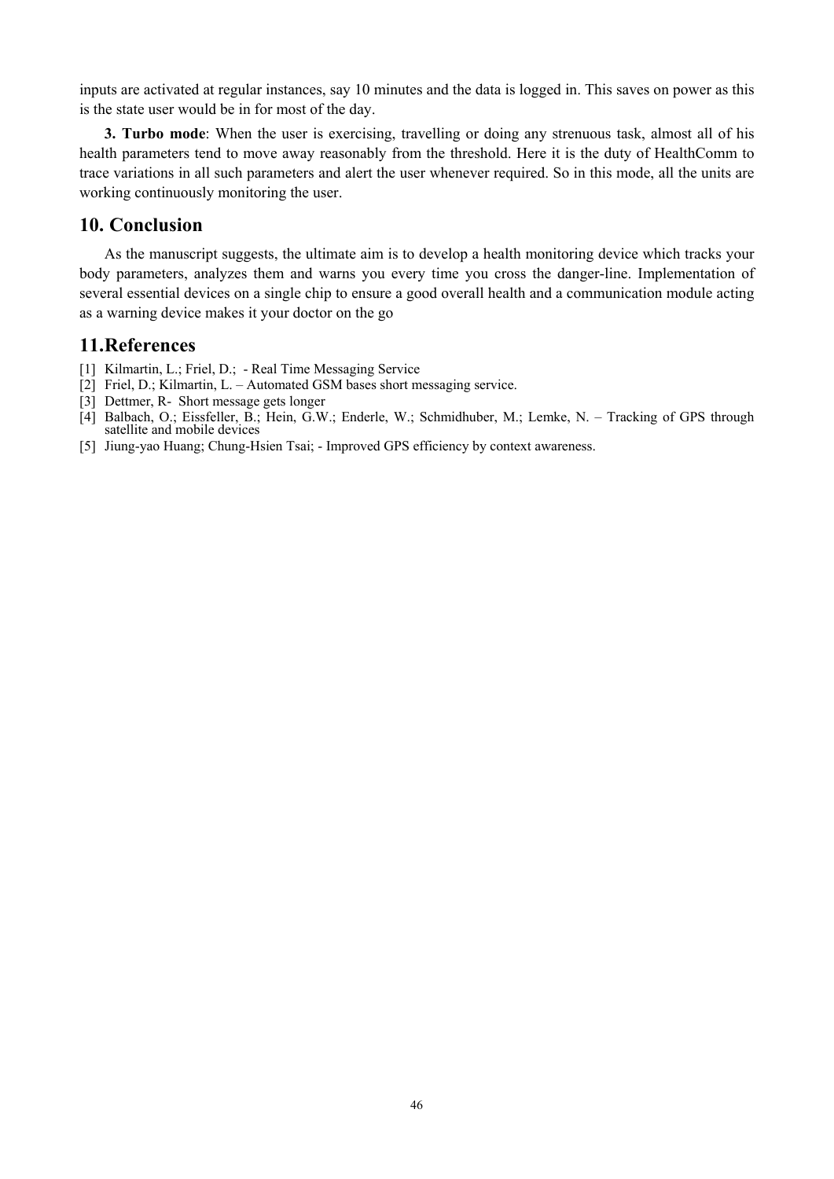inputs are activated at regular instances, say 10 minutes and the data is logged in. This saves on power as this is the state user would be in for most of the day.

**3. Turbo mode**: When the user is exercising, travelling or doing any strenuous task, almost all of his health parameters tend to move away reasonably from the threshold. Here it is the duty of HealthComm to trace variations in all such parameters and alert the user whenever required. So in this mode, all the units are working continuously monitoring the user.

## 10. Conclusion

As the manuscript suggests, the ultimate aim is to develop a health monitoring device which tracks your body parameters, analyzes them and warns you every time you cross the danger-line. Implementation of several essential devices on a single chip to ensure a good overall health and a communication module acting as a warning device makes it your doctor on the go

## 11.References

[1] Kilmartin, L.; Friel, D.; - Real Time Messaging Service

[2] Friel, D.; Kilmartin, L. – Automated GSM bases short messaging service.

[3] Dettmer, R- Short message gets longer

[4] Balbach, O.; Eissfeller, B.; Hein, G.W.; Enderle, W.; Schmidhuber, M.; Lemke, N. – Tracking of GPS through satellite and mobile devices

[5] Jiung-yao Huang; Chung-Hsien Tsai; - Improved GPS efficiency by context awareness.